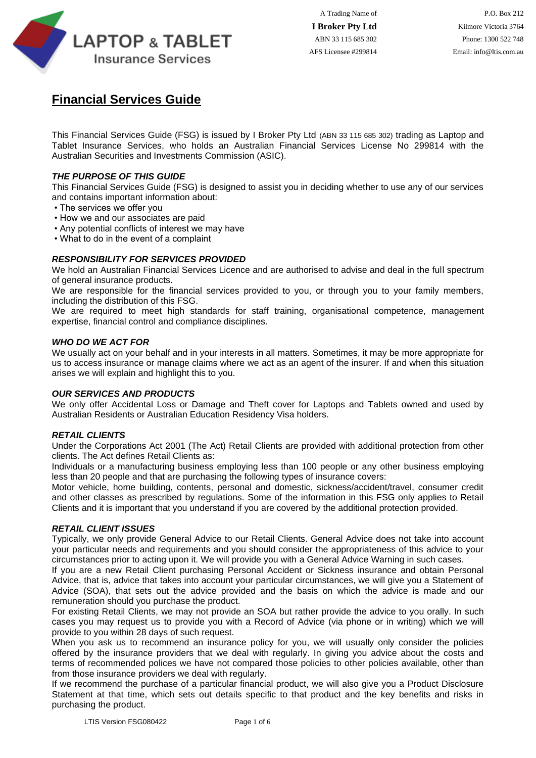LAPTOP & TABLET
Insurance Services

A Trading Name of
**I Broker Pty Ltd**
ABN 33 115 685 302
AFS Licensee #299814

P.O. Box 212
Kilmore Victoria 3764
Phone: 1300 522 748
Email: info@ltis.com.au

# Financial Services Guide

This Financial Services Guide (FSG) is issued by I Broker Pty Ltd (ABN 33 115 685 302) trading as Laptop and Tablet Insurance Services, who holds an Australian Financial Services License No 299814 with the Australian Securities and Investments Commission (ASIC).

### *THE PURPOSE OF THIS GUIDE*

This Financial Services Guide (FSG) is designed to assist you in deciding whether to use any of our services and contains important information about:

- The services we offer you
- How we and our associates are paid
- Any potential conflicts of interest we may have
- What to do in the event of a complaint

### *RESPONSIBILITY FOR SERVICES PROVIDED*

We hold an Australian Financial Services Licence and are authorised to advise and deal in the full spectrum of general insurance products.
We are responsible for the financial services provided to you, or through you to your family members, including the distribution of this FSG.
We are required to meet high standards for staff training, organisational competence, management expertise, financial control and compliance disciplines.

### *WHO DO WE ACT FOR*

We usually act on your behalf and in your interests in all matters. Sometimes, it may be more appropriate for us to access insurance or manage claims where we act as an agent of the insurer. If and when this situation arises we will explain and highlight this to you.

### *OUR SERVICES AND PRODUCTS*

We only offer Accidental Loss or Damage and Theft cover for Laptops and Tablets owned and used by Australian Residents or Australian Education Residency Visa holders.

### *RETAIL CLIENTS*

Under the Corporations Act 2001 (The Act) Retail Clients are provided with additional protection from other clients. The Act defines Retail Clients as:
Individuals or a manufacturing business employing less than 100 people or any other business employing less than 20 people and that are purchasing the following types of insurance covers:
Motor vehicle, home building, contents, personal and domestic, sickness/accident/travel, consumer credit and other classes as prescribed by regulations. Some of the information in this FSG only applies to Retail Clients and it is important that you understand if you are covered by the additional protection provided.

### *RETAIL CLIENT ISSUES*

Typically, we only provide General Advice to our Retail Clients. General Advice does not take into account your particular needs and requirements and you should consider the appropriateness of this advice to your circumstances prior to acting upon it. We will provide you with a General Advice Warning in such cases.
If you are a new Retail Client purchasing Personal Accident or Sickness insurance and obtain Personal Advice, that is, advice that takes into account your particular circumstances, we will give you a Statement of Advice (SOA), that sets out the advice provided and the basis on which the advice is made and our remuneration should you purchase the product.
For existing Retail Clients, we may not provide an SOA but rather provide the advice to you orally. In such cases you may request us to provide you with a Record of Advice (via phone or in writing) which we will provide to you within 28 days of such request.
When you ask us to recommend an insurance policy for you, we will usually only consider the policies offered by the insurance providers that we deal with regularly. In giving you advice about the costs and terms of recommended polices we have not compared those policies to other policies available, other than from those insurance providers we deal with regularly.
If we recommend the purchase of a particular financial product, we will also give you a Product Disclosure Statement at that time, which sets out details specific to that product and the key benefits and risks in purchasing the product.

LTIS Version FSG080422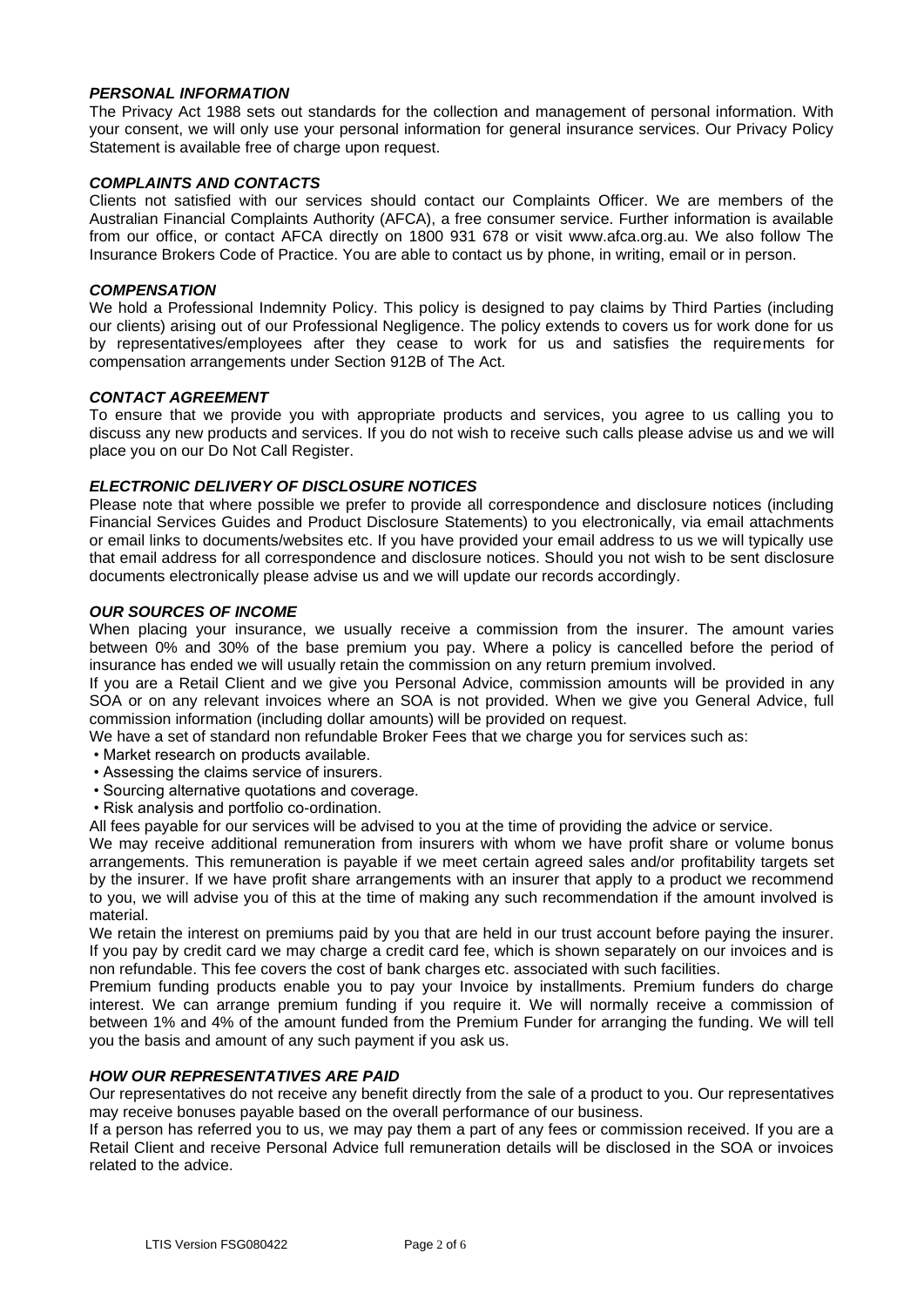### *PERSONAL INFORMATION*

The Privacy Act 1988 sets out standards for the collection and management of personal information. With your consent, we will only use your personal information for general insurance services. Our Privacy Policy Statement is available free of charge upon request.

### *COMPLAINTS AND CONTACTS*

Clients not satisfied with our services should contact our Complaints Officer. We are members of the Australian Financial Complaints Authority (AFCA), a free consumer service. Further information is available from our office, or contact AFCA directly on 1800 931 678 or visit www.afca.org.au. We also follow The Insurance Brokers Code of Practice. You are able to contact us by phone, in writing, email or in person.

### *COMPENSATION*

We hold a Professional Indemnity Policy. This policy is designed to pay claims by Third Parties (including our clients) arising out of our Professional Negligence. The policy extends to covers us for work done for us by representatives/employees after they cease to work for us and satisfies the requirements for compensation arrangements under Section 912B of The Act.

### *CONTACT AGREEMENT*

To ensure that we provide you with appropriate products and services, you agree to us calling you to discuss any new products and services. If you do not wish to receive such calls please advise us and we will place you on our Do Not Call Register.

### *ELECTRONIC DELIVERY OF DISCLOSURE NOTICES*

Please note that where possible we prefer to provide all correspondence and disclosure notices (including Financial Services Guides and Product Disclosure Statements) to you electronically, via email attachments or email links to documents/websites etc. If you have provided your email address to us we will typically use that email address for all correspondence and disclosure notices. Should you not wish to be sent disclosure documents electronically please advise us and we will update our records accordingly.

### *OUR SOURCES OF INCOME*

When placing your insurance, we usually receive a commission from the insurer. The amount varies between 0% and 30% of the base premium you pay. Where a policy is cancelled before the period of insurance has ended we will usually retain the commission on any return premium involved.

If you are a Retail Client and we give you Personal Advice, commission amounts will be provided in any SOA or on any relevant invoices where an SOA is not provided. When we give you General Advice, full commission information (including dollar amounts) will be provided on request.

We have a set of standard non refundable Broker Fees that we charge you for services such as:

- Market research on products available.
- Assessing the claims service of insurers.
- Sourcing alternative quotations and coverage.
- Risk analysis and portfolio co-ordination.

All fees payable for our services will be advised to you at the time of providing the advice or service.

We may receive additional remuneration from insurers with whom we have profit share or volume bonus arrangements. This remuneration is payable if we meet certain agreed sales and/or profitability targets set by the insurer. If we have profit share arrangements with an insurer that apply to a product we recommend to you, we will advise you of this at the time of making any such recommendation if the amount involved is material.

We retain the interest on premiums paid by you that are held in our trust account before paying the insurer. If you pay by credit card we may charge a credit card fee, which is shown separately on our invoices and is non refundable. This fee covers the cost of bank charges etc. associated with such facilities.

Premium funding products enable you to pay your Invoice by installments. Premium funders do charge interest. We can arrange premium funding if you require it. We will normally receive a commission of between 1% and 4% of the amount funded from the Premium Funder for arranging the funding. We will tell you the basis and amount of any such payment if you ask us.

### *HOW OUR REPRESENTATIVES ARE PAID*

Our representatives do not receive any benefit directly from the sale of a product to you. Our representatives may receive bonuses payable based on the overall performance of our business.

If a person has referred you to us, we may pay them a part of any fees or commission received. If you are a Retail Client and receive Personal Advice full remuneration details will be disclosed in the SOA or invoices related to the advice.

LTIS Version FSG080422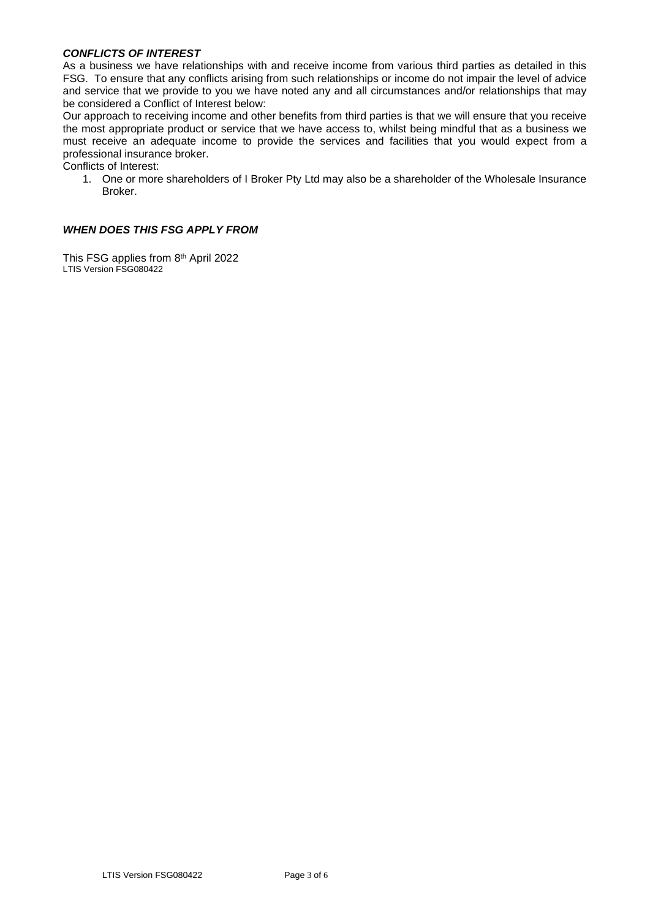### *CONFLICTS OF INTEREST*

As a business we have relationships with and receive income from various third parties as detailed in this FSG. To ensure that any conflicts arising from such relationships or income do not impair the level of advice and service that we provide to you we have noted any and all circumstances and/or relationships that may be considered a Conflict of Interest below:

Our approach to receiving income and other benefits from third parties is that we will ensure that you receive the most appropriate product or service that we have access to, whilst being mindful that as a business we must receive an adequate income to provide the services and facilities that you would expect from a professional insurance broker.

Conflicts of Interest:

1. One or more shareholders of I Broker Pty Ltd may also be a shareholder of the Wholesale Insurance Broker.

### *WHEN DOES THIS FSG APPLY FROM*

This FSG applies from 8th April 2022

LTIS Version FSG080422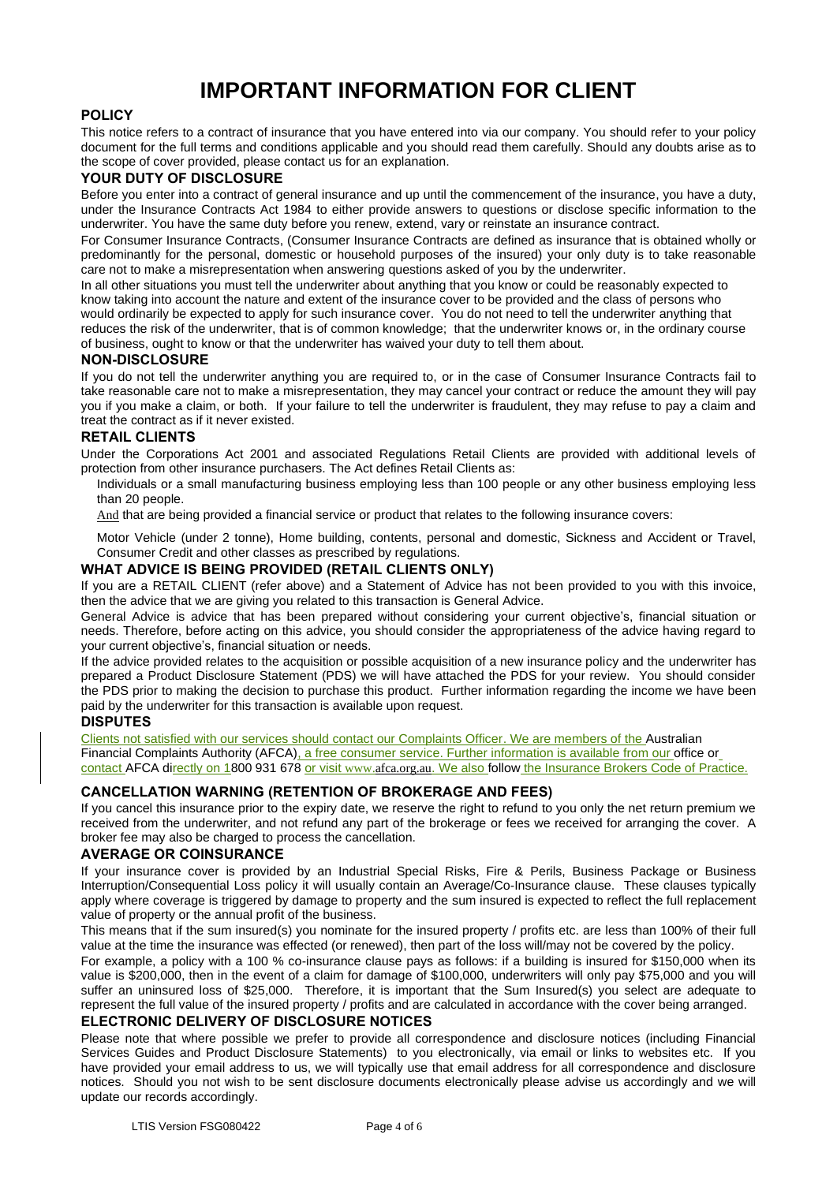# IMPORTANT INFORMATION FOR CLIENT

## POLICY

This notice refers to a contract of insurance that you have entered into via our company. You should refer to your policy document for the full terms and conditions applicable and you should read them carefully. Should any doubts arise as to the scope of cover provided, please contact us for an explanation.

## YOUR DUTY OF DISCLOSURE

Before you enter into a contract of general insurance and up until the commencement of the insurance, you have a duty, under the Insurance Contracts Act 1984 to either provide answers to questions or disclose specific information to the underwriter. You have the same duty before you renew, extend, vary or reinstate an insurance contract.

For Consumer Insurance Contracts, (Consumer Insurance Contracts are defined as insurance that is obtained wholly or predominantly for the personal, domestic or household purposes of the insured) your only duty is to take reasonable care not to make a misrepresentation when answering questions asked of you by the underwriter.

In all other situations you must tell the underwriter about anything that you know or could be reasonably expected to know taking into account the nature and extent of the insurance cover to be provided and the class of persons who would ordinarily be expected to apply for such insurance cover. You do not need to tell the underwriter anything that reduces the risk of the underwriter, that is of common knowledge; that the underwriter knows or, in the ordinary course of business, ought to know or that the underwriter has waived your duty to tell them about.

## NON-DISCLOSURE

If you do not tell the underwriter anything you are required to, or in the case of Consumer Insurance Contracts fail to take reasonable care not to make a misrepresentation, they may cancel your contract or reduce the amount they will pay you if you make a claim, or both. If your failure to tell the underwriter is fraudulent, they may refuse to pay a claim and treat the contract as if it never existed.

## RETAIL CLIENTS

Under the Corporations Act 2001 and associated Regulations Retail Clients are provided with additional levels of protection from other insurance purchasers. The Act defines Retail Clients as:

Individuals or a small manufacturing business employing less than 100 people or any other business employing less than 20 people.

And that are being provided a financial service or product that relates to the following insurance covers:

Motor Vehicle (under 2 tonne), Home building, contents, personal and domestic, Sickness and Accident or Travel, Consumer Credit and other classes as prescribed by regulations.

## WHAT ADVICE IS BEING PROVIDED (RETAIL CLIENTS ONLY)

If you are a RETAIL CLIENT (refer above) and a Statement of Advice has not been provided to you with this invoice, then the advice that we are giving you related to this transaction is General Advice.

General Advice is advice that has been prepared without considering your current objective's, financial situation or needs. Therefore, before acting on this advice, you should consider the appropriateness of the advice having regard to your current objective's, financial situation or needs.

If the advice provided relates to the acquisition or possible acquisition of a new insurance policy and the underwriter has prepared a Product Disclosure Statement (PDS) we will have attached the PDS for your review. You should consider the PDS prior to making the decision to purchase this product. Further information regarding the income we have been paid by the underwriter for this transaction is available upon request.

## DISPUTES

Clients not satisfied with our services should contact our Complaints Officer. We are members of the Australian Financial Complaints Authority (AFCA), a free consumer service. Further information is available from our office or contact AFCA directly on 1800 931 678 or visit www.afca.org.au. We also follow the Insurance Brokers Code of Practice.

## CANCELLATION WARNING (RETENTION OF BROKERAGE AND FEES)

If you cancel this insurance prior to the expiry date, we reserve the right to refund to you only the net return premium we received from the underwriter, and not refund any part of the brokerage or fees we received for arranging the cover. A broker fee may also be charged to process the cancellation.

## AVERAGE OR COINSURANCE

If your insurance cover is provided by an Industrial Special Risks, Fire & Perils, Business Package or Business Interruption/Consequential Loss policy it will usually contain an Average/Co-Insurance clause. These clauses typically apply where coverage is triggered by damage to property and the sum insured is expected to reflect the full replacement value of property or the annual profit of the business.

This means that if the sum insured(s) you nominate for the insured property / profits etc. are less than 100% of their full value at the time the insurance was effected (or renewed), then part of the loss will/may not be covered by the policy.

For example, a policy with a 100 % co-insurance clause pays as follows: if a building is insured for $150,000 when its value is $200,000, then in the event of a claim for damage of $100,000, underwriters will only pay $75,000 and you will suffer an uninsured loss of $25,000. Therefore, it is important that the Sum Insured(s) you select are adequate to represent the full value of the insured property / profits and are calculated in accordance with the cover being arranged.

## ELECTRONIC DELIVERY OF DISCLOSURE NOTICES

Please note that where possible we prefer to provide all correspondence and disclosure notices (including Financial Services Guides and Product Disclosure Statements) to you electronically, via email or links to websites etc. If you have provided your email address to us, we will typically use that email address for all correspondence and disclosure notices. Should you not wish to be sent disclosure documents electronically please advise us accordingly and we will update our records accordingly.

LTIS Version FSG080422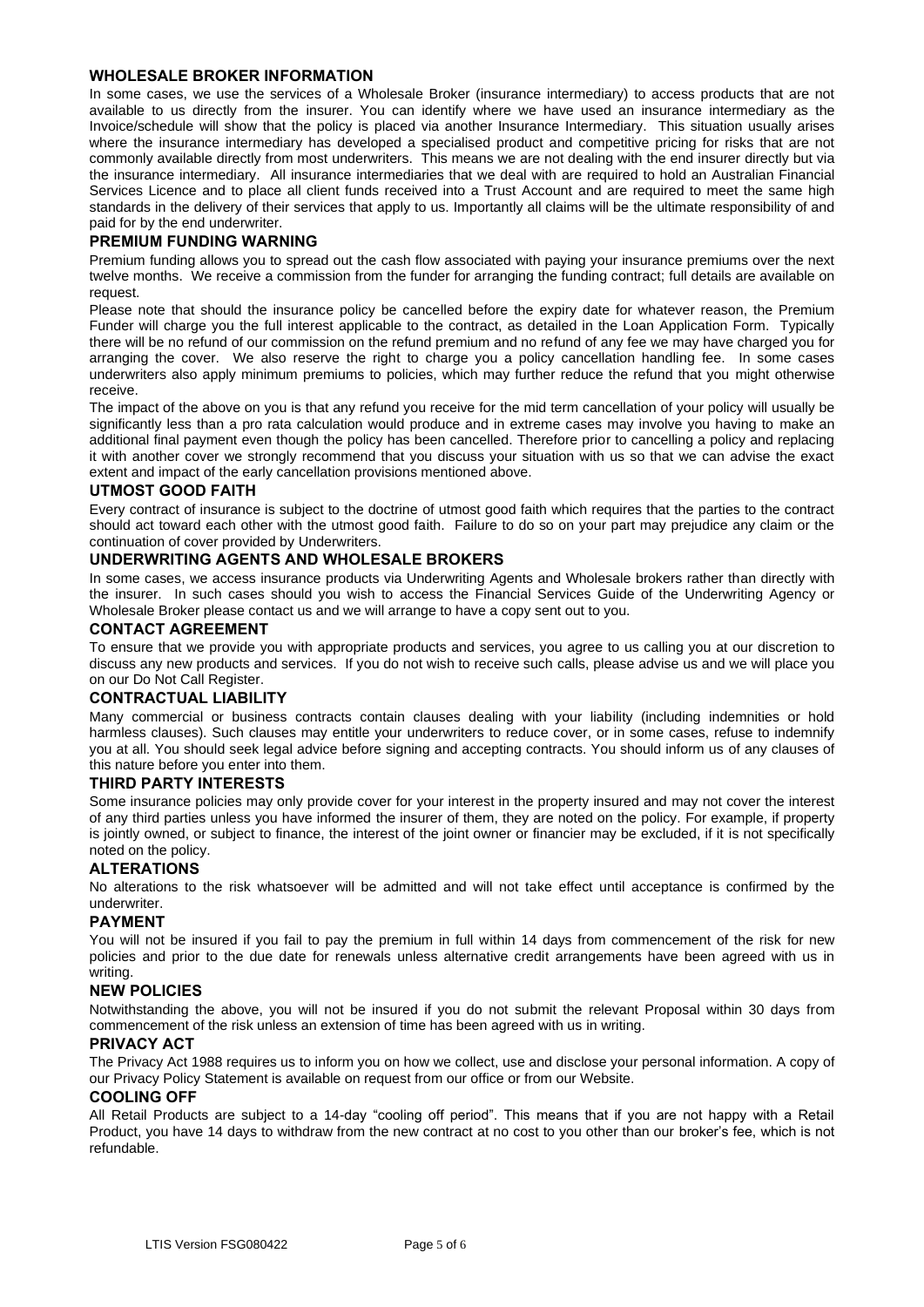## WHOLESALE BROKER INFORMATION

In some cases, we use the services of a Wholesale Broker (insurance intermediary) to access products that are not available to us directly from the insurer. You can identify where we have used an insurance intermediary as the Invoice/schedule will show that the policy is placed via another Insurance Intermediary. This situation usually arises where the insurance intermediary has developed a specialised product and competitive pricing for risks that are not commonly available directly from most underwriters. This means we are not dealing with the end insurer directly but via the insurance intermediary. All insurance intermediaries that we deal with are required to hold an Australian Financial Services Licence and to place all client funds received into a Trust Account and are required to meet the same high standards in the delivery of their services that apply to us. Importantly all claims will be the ultimate responsibility of and paid for by the end underwriter.

## PREMIUM FUNDING WARNING

Premium funding allows you to spread out the cash flow associated with paying your insurance premiums over the next twelve months. We receive a commission from the funder for arranging the funding contract; full details are available on request.

Please note that should the insurance policy be cancelled before the expiry date for whatever reason, the Premium Funder will charge you the full interest applicable to the contract, as detailed in the Loan Application Form. Typically there will be no refund of our commission on the refund premium and no refund of any fee we may have charged you for arranging the cover. We also reserve the right to charge you a policy cancellation handling fee. In some cases underwriters also apply minimum premiums to policies, which may further reduce the refund that you might otherwise receive.

The impact of the above on you is that any refund you receive for the mid term cancellation of your policy will usually be significantly less than a pro rata calculation would produce and in extreme cases may involve you having to make an additional final payment even though the policy has been cancelled. Therefore prior to cancelling a policy and replacing it with another cover we strongly recommend that you discuss your situation with us so that we can advise the exact extent and impact of the early cancellation provisions mentioned above.

## UTMOST GOOD FAITH

Every contract of insurance is subject to the doctrine of utmost good faith which requires that the parties to the contract should act toward each other with the utmost good faith. Failure to do so on your part may prejudice any claim or the continuation of cover provided by Underwriters.

## UNDERWRITING AGENTS AND WHOLESALE BROKERS

In some cases, we access insurance products via Underwriting Agents and Wholesale brokers rather than directly with the insurer. In such cases should you wish to access the Financial Services Guide of the Underwriting Agency or Wholesale Broker please contact us and we will arrange to have a copy sent out to you.

## CONTACT AGREEMENT

To ensure that we provide you with appropriate products and services, you agree to us calling you at our discretion to discuss any new products and services. If you do not wish to receive such calls, please advise us and we will place you on our Do Not Call Register.

## CONTRACTUAL LIABILITY

Many commercial or business contracts contain clauses dealing with your liability (including indemnities or hold harmless clauses). Such clauses may entitle your underwriters to reduce cover, or in some cases, refuse to indemnify you at all. You should seek legal advice before signing and accepting contracts. You should inform us of any clauses of this nature before you enter into them.

## THIRD PARTY INTERESTS

Some insurance policies may only provide cover for your interest in the property insured and may not cover the interest of any third parties unless you have informed the insurer of them, they are noted on the policy. For example, if property is jointly owned, or subject to finance, the interest of the joint owner or financier may be excluded, if it is not specifically noted on the policy.

## ALTERATIONS

No alterations to the risk whatsoever will be admitted and will not take effect until acceptance is confirmed by the underwriter.

## PAYMENT

You will not be insured if you fail to pay the premium in full within 14 days from commencement of the risk for new policies and prior to the due date for renewals unless alternative credit arrangements have been agreed with us in writing.

## NEW POLICIES

Notwithstanding the above, you will not be insured if you do not submit the relevant Proposal within 30 days from commencement of the risk unless an extension of time has been agreed with us in writing.

## PRIVACY ACT

The Privacy Act 1988 requires us to inform you on how we collect, use and disclose your personal information. A copy of our Privacy Policy Statement is available on request from our office or from our Website.

## COOLING OFF

All Retail Products are subject to a 14-day "cooling off period". This means that if you are not happy with a Retail Product, you have 14 days to withdraw from the new contract at no cost to you other than our broker's fee, which is not refundable.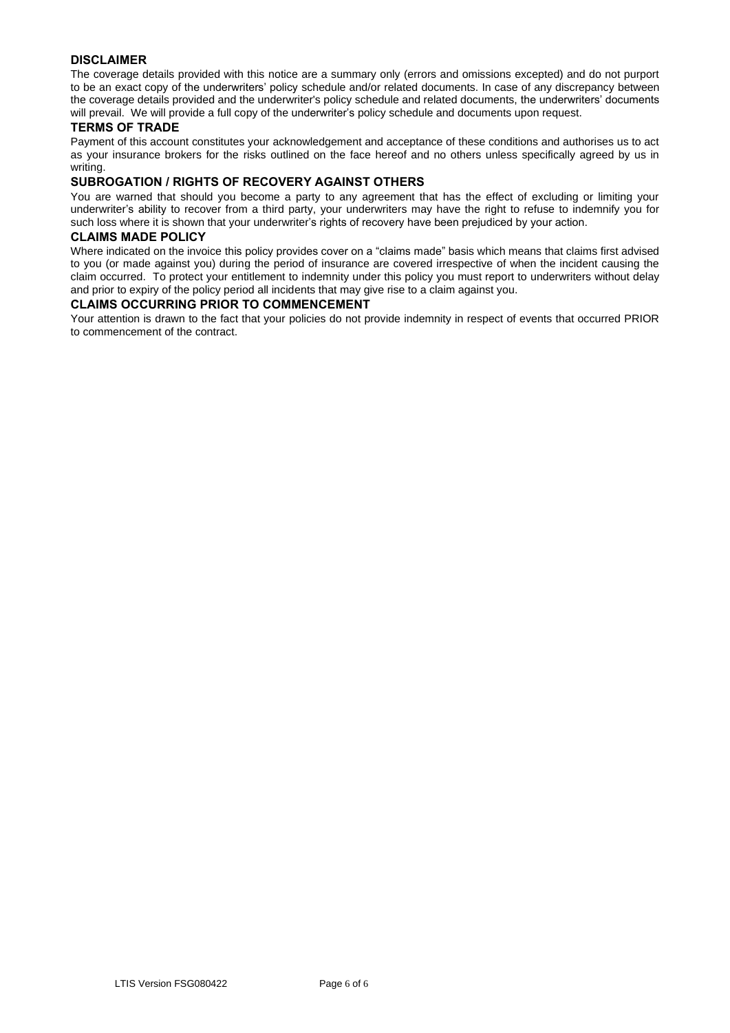## DISCLAIMER

The coverage details provided with this notice are a summary only (errors and omissions excepted) and do not purport to be an exact copy of the underwriters' policy schedule and/or related documents. In case of any discrepancy between the coverage details provided and the underwriter's policy schedule and related documents, the underwriters' documents will prevail. We will provide a full copy of the underwriter's policy schedule and documents upon request.

## TERMS OF TRADE

Payment of this account constitutes your acknowledgement and acceptance of these conditions and authorises us to act as your insurance brokers for the risks outlined on the face hereof and no others unless specifically agreed by us in writing.

## SUBROGATION / RIGHTS OF RECOVERY AGAINST OTHERS

You are warned that should you become a party to any agreement that has the effect of excluding or limiting your underwriter's ability to recover from a third party, your underwriters may have the right to refuse to indemnify you for such loss where it is shown that your underwriter's rights of recovery have been prejudiced by your action.

## CLAIMS MADE POLICY

Where indicated on the invoice this policy provides cover on a "claims made" basis which means that claims first advised to you (or made against you) during the period of insurance are covered irrespective of when the incident causing the claim occurred. To protect your entitlement to indemnity under this policy you must report to underwriters without delay and prior to expiry of the policy period all incidents that may give rise to a claim against you.

## CLAIMS OCCURRING PRIOR TO COMMENCEMENT

Your attention is drawn to the fact that your policies do not provide indemnity in respect of events that occurred PRIOR to commencement of the contract.

LTIS Version FSG080422